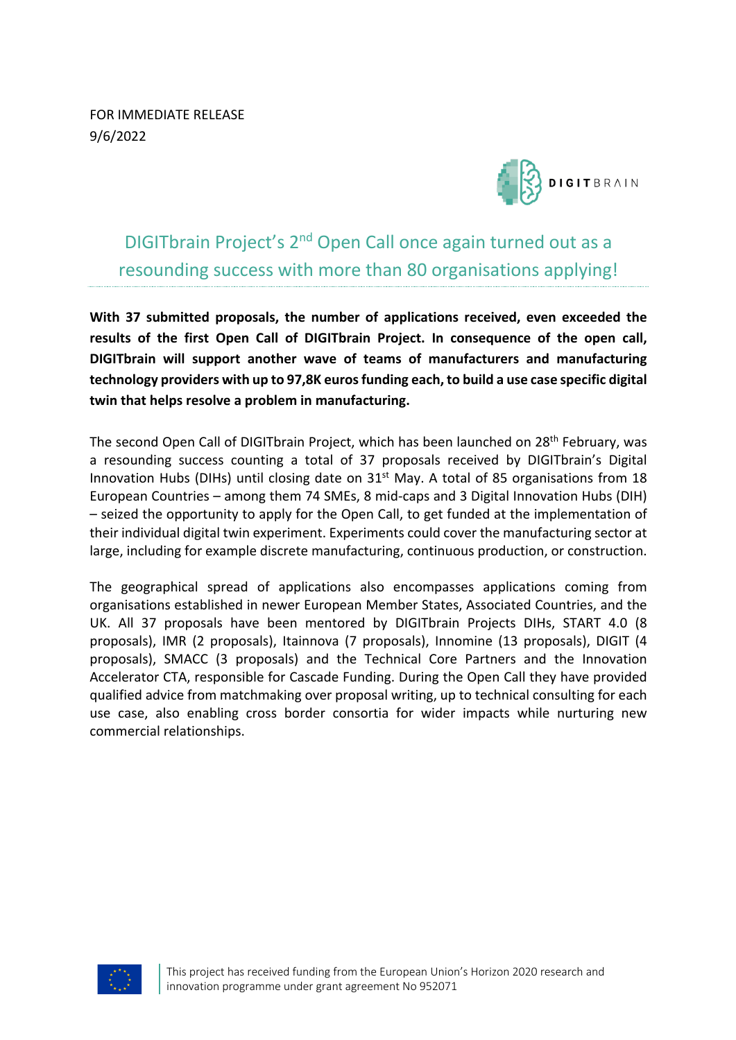FOR IMMEDIATE RELEASE
9/6/2022

# DIGITbrain Project's 2nd Open Call once again turned out as a resounding success with more than 80 organisations applying!

**With 37 submitted proposals, the number of applications received, even exceeded the results of the first Open Call of DIGITbrain Project. In consequence of the open call, DIGITbrain will support another wave of teams of manufacturers and manufacturing technology providers with up to 97,8K euros funding each, to build a use case specific digital twin that helps resolve a problem in manufacturing.**

The second Open Call of DIGITbrain Project, which has been launched on 28th February, was a resounding success counting a total of 37 proposals received by DIGITbrain's Digital Innovation Hubs (DIHs) until closing date on 31st May. A total of 85 organisations from 18 European Countries – among them 74 SMEs, 8 mid-caps and 3 Digital Innovation Hubs (DIH) – seized the opportunity to apply for the Open Call, to get funded at the implementation of their individual digital twin experiment. Experiments could cover the manufacturing sector at large, including for example discrete manufacturing, continuous production, or construction.

The geographical spread of applications also encompasses applications coming from organisations established in newer European Member States, Associated Countries, and the UK. All 37 proposals have been mentored by DIGITbrain Projects DIHs, START 4.0 (8 proposals), IMR (2 proposals), Itainnova (7 proposals), Innomine (13 proposals), DIGIT (4 proposals), SMACC (3 proposals) and the Technical Core Partners and the Innovation Accelerator CTA, responsible for Cascade Funding. During the Open Call they have provided qualified advice from matchmaking over proposal writing, up to technical consulting for each use case, also enabling cross border consortia for wider impacts while nurturing new commercial relationships.

This project has received funding from the European Union's Horizon 2020 research and innovation programme under grant agreement No 952071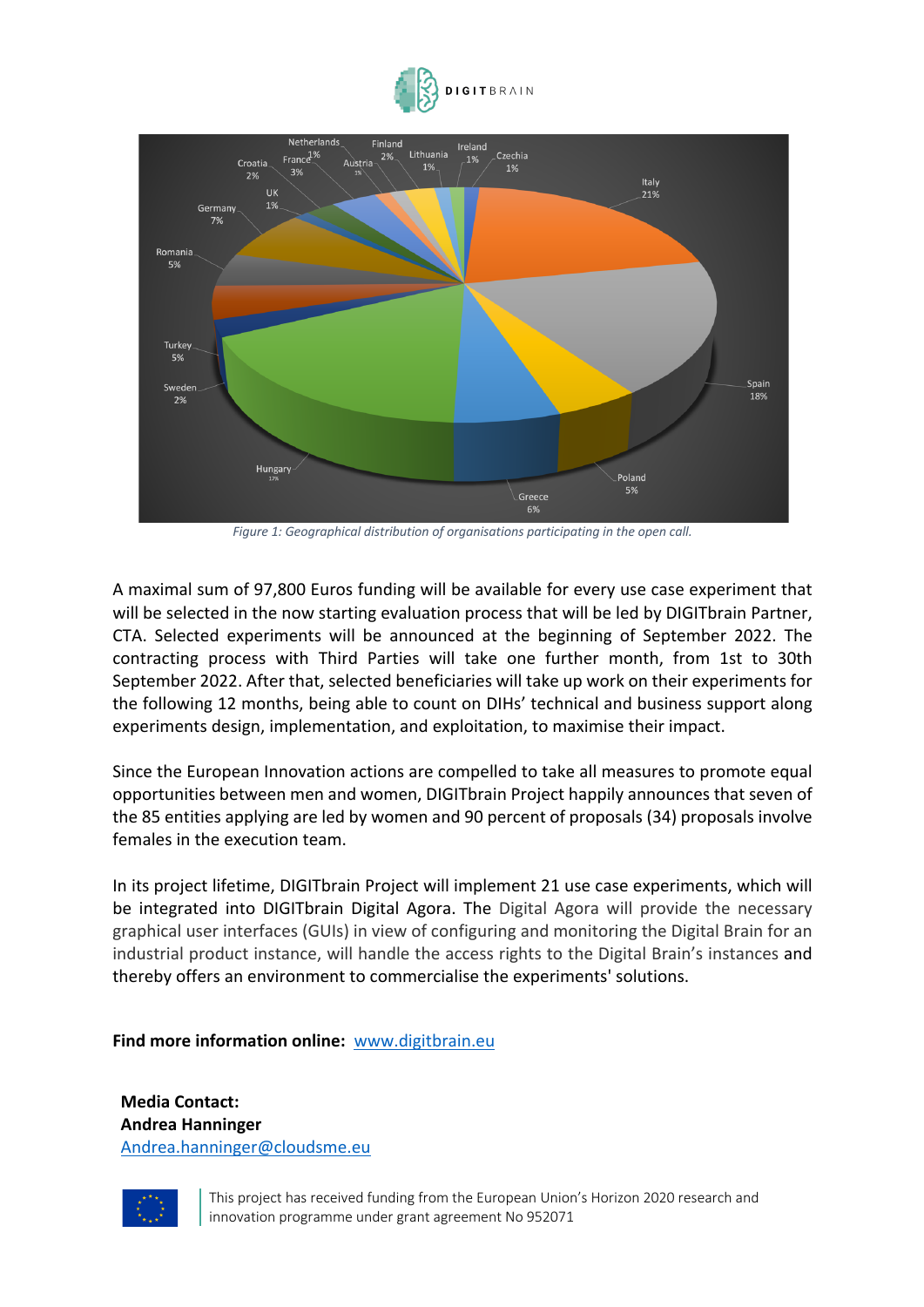Netherlands 1%
Finland 2%
Ireland 1%
Czechia 1%
Croatia 2%
France 3%
Austria 1%
Lithuania 1%
UK 1%
Italy 21%
Germany 7%
Romania 5%
Turkey 5%
Sweden 2%
Spain 18%
Hungary 17%
Poland 5%
Greece 6%

*Figure 1: Geographical distribution of organisations participating in the open call.*

A maximal sum of 97,800 Euros funding will be available for every use case experiment that will be selected in the now starting evaluation process that will be led by DIGITbrain Partner, CTA. Selected experiments will be announced at the beginning of September 2022. The contracting process with Third Parties will take one further month, from 1st to 30th September 2022. After that, selected beneficiaries will take up work on their experiments for the following 12 months, being able to count on DIHs' technical and business support along experiments design, implementation, and exploitation, to maximise their impact.

Since the European Innovation actions are compelled to take all measures to promote equal opportunities between men and women, DIGITbrain Project happily announces that seven of the 85 entities applying are led by women and 90 percent of proposals (34) proposals involve females in the execution team.

In its project lifetime, DIGITbrain Project will implement 21 use case experiments, which will be integrated into DIGITbrain Digital Agora. The Digital Agora will provide the necessary graphical user interfaces (GUIs) in view of configuring and monitoring the Digital Brain for an industrial product instance, will handle the access rights to the Digital Brain's instances and thereby offers an environment to commercialise the experiments' solutions.

**Find more information online:** [www.digitbrain.eu](www.digitbrain.eu)

**Media Contact:**
**Andrea Hanninger**
[Andrea.hanninger@cloudsme.eu](mailto:Andrea.hanninger@cloudsme.eu)

This project has received funding from the European Union's Horizon 2020 research and innovation programme under grant agreement No 952071